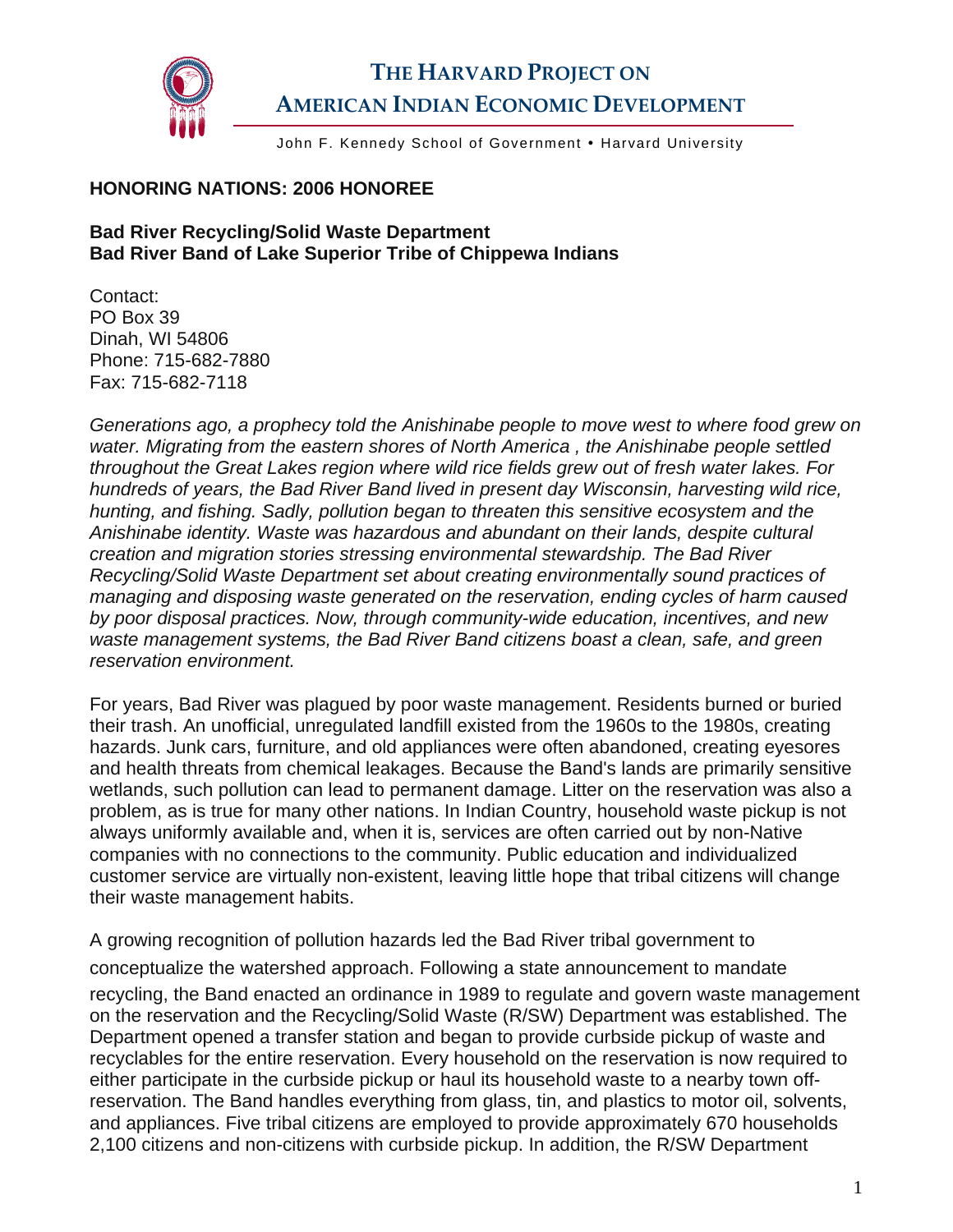# THE HARVARD PROJECT ON AMERICAN INDIAN ECONOMIC DEVELOPMENT

John F. Kennedy School of Government • Harvard University

**HONORING NATIONS: 2006 HONOREE**

**Bad River Recycling/Solid Waste Department**
**Bad River Band of Lake Superior Tribe of Chippewa Indians**

Contact:
PO Box 39
Dinah, WI 54806
Phone: 715-682-7880
Fax: 715-682-7118

*Generations ago, a prophecy told the Anishinabe people to move west to where food grew on water. Migrating from the eastern shores of North America , the Anishinabe people settled throughout the Great Lakes region where wild rice fields grew out of fresh water lakes. For hundreds of years, the Bad River Band lived in present day Wisconsin, harvesting wild rice, hunting, and fishing. Sadly, pollution began to threaten this sensitive ecosystem and the Anishinabe identity. Waste was hazardous and abundant on their lands, despite cultural creation and migration stories stressing environmental stewardship. The Bad River Recycling/Solid Waste Department set about creating environmentally sound practices of managing and disposing waste generated on the reservation, ending cycles of harm caused by poor disposal practices. Now, through community-wide education, incentives, and new waste management systems, the Bad River Band citizens boast a clean, safe, and green reservation environment.*

For years, Bad River was plagued by poor waste management. Residents burned or buried their trash. An unofficial, unregulated landfill existed from the 1960s to the 1980s, creating hazards. Junk cars, furniture, and old appliances were often abandoned, creating eyesores and health threats from chemical leakages. Because the Band's lands are primarily sensitive wetlands, such pollution can lead to permanent damage. Litter on the reservation was also a problem, as is true for many other nations. In Indian Country, household waste pickup is not always uniformly available and, when it is, services are often carried out by non-Native companies with no connections to the community. Public education and individualized customer service are virtually non-existent, leaving little hope that tribal citizens will change their waste management habits.

A growing recognition of pollution hazards led the Bad River tribal government to conceptualize the watershed approach. Following a state announcement to mandate recycling, the Band enacted an ordinance in 1989 to regulate and govern waste management on the reservation and the Recycling/Solid Waste (R/SW) Department was established. The Department opened a transfer station and began to provide curbside pickup of waste and recyclables for the entire reservation. Every household on the reservation is now required to either participate in the curbside pickup or haul its household waste to a nearby town off-reservation. The Band handles everything from glass, tin, and plastics to motor oil, solvents, and appliances. Five tribal citizens are employed to provide approximately 670 households 2,100 citizens and non-citizens with curbside pickup. In addition, the R/SW Department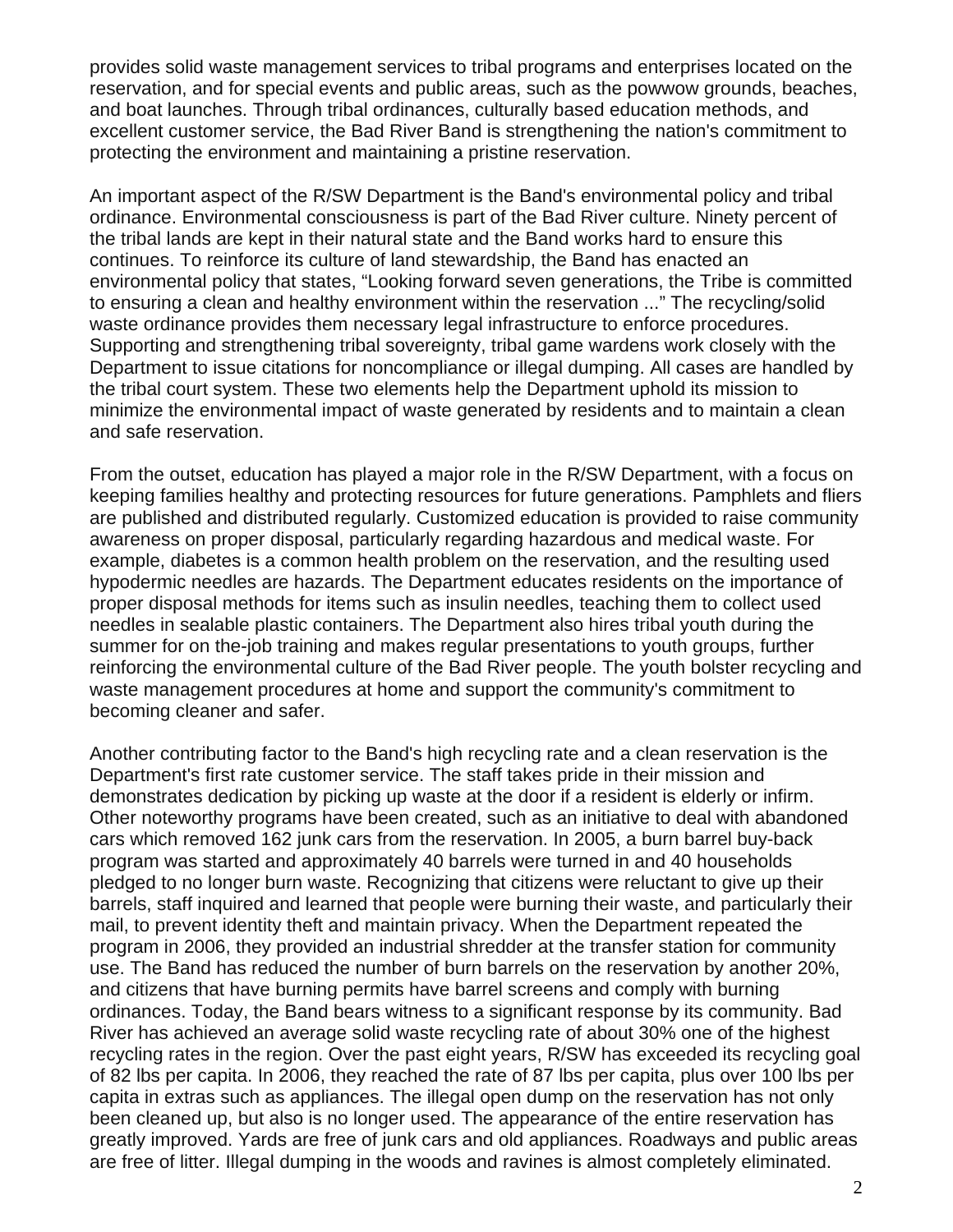provides solid waste management services to tribal programs and enterprises located on the reservation, and for special events and public areas, such as the powwow grounds, beaches, and boat launches. Through tribal ordinances, culturally based education methods, and excellent customer service, the Bad River Band is strengthening the nation's commitment to protecting the environment and maintaining a pristine reservation.

An important aspect of the R/SW Department is the Band's environmental policy and tribal ordinance. Environmental consciousness is part of the Bad River culture. Ninety percent of the tribal lands are kept in their natural state and the Band works hard to ensure this continues. To reinforce its culture of land stewardship, the Band has enacted an environmental policy that states, "Looking forward seven generations, the Tribe is committed to ensuring a clean and healthy environment within the reservation ..." The recycling/solid waste ordinance provides them necessary legal infrastructure to enforce procedures. Supporting and strengthening tribal sovereignty, tribal game wardens work closely with the Department to issue citations for noncompliance or illegal dumping. All cases are handled by the tribal court system. These two elements help the Department uphold its mission to minimize the environmental impact of waste generated by residents and to maintain a clean and safe reservation.

From the outset, education has played a major role in the R/SW Department, with a focus on keeping families healthy and protecting resources for future generations. Pamphlets and fliers are published and distributed regularly. Customized education is provided to raise community awareness on proper disposal, particularly regarding hazardous and medical waste. For example, diabetes is a common health problem on the reservation, and the resulting used hypodermic needles are hazards. The Department educates residents on the importance of proper disposal methods for items such as insulin needles, teaching them to collect used needles in sealable plastic containers. The Department also hires tribal youth during the summer for on the-job training and makes regular presentations to youth groups, further reinforcing the environmental culture of the Bad River people. The youth bolster recycling and waste management procedures at home and support the community's commitment to becoming cleaner and safer.

Another contributing factor to the Band's high recycling rate and a clean reservation is the Department's first rate customer service. The staff takes pride in their mission and demonstrates dedication by picking up waste at the door if a resident is elderly or infirm. Other noteworthy programs have been created, such as an initiative to deal with abandoned cars which removed 162 junk cars from the reservation. In 2005, a burn barrel buy-back program was started and approximately 40 barrels were turned in and 40 households pledged to no longer burn waste. Recognizing that citizens were reluctant to give up their barrels, staff inquired and learned that people were burning their waste, and particularly their mail, to prevent identity theft and maintain privacy. When the Department repeated the program in 2006, they provided an industrial shredder at the transfer station for community use. The Band has reduced the number of burn barrels on the reservation by another 20%, and citizens that have burning permits have barrel screens and comply with burning ordinances. Today, the Band bears witness to a significant response by its community. Bad River has achieved an average solid waste recycling rate of about 30% one of the highest recycling rates in the region. Over the past eight years, R/SW has exceeded its recycling goal of 82 lbs per capita. In 2006, they reached the rate of 87 lbs per capita, plus over 100 lbs per capita in extras such as appliances. The illegal open dump on the reservation has not only been cleaned up, but also is no longer used. The appearance of the entire reservation has greatly improved. Yards are free of junk cars and old appliances. Roadways and public areas are free of litter. Illegal dumping in the woods and ravines is almost completely eliminated.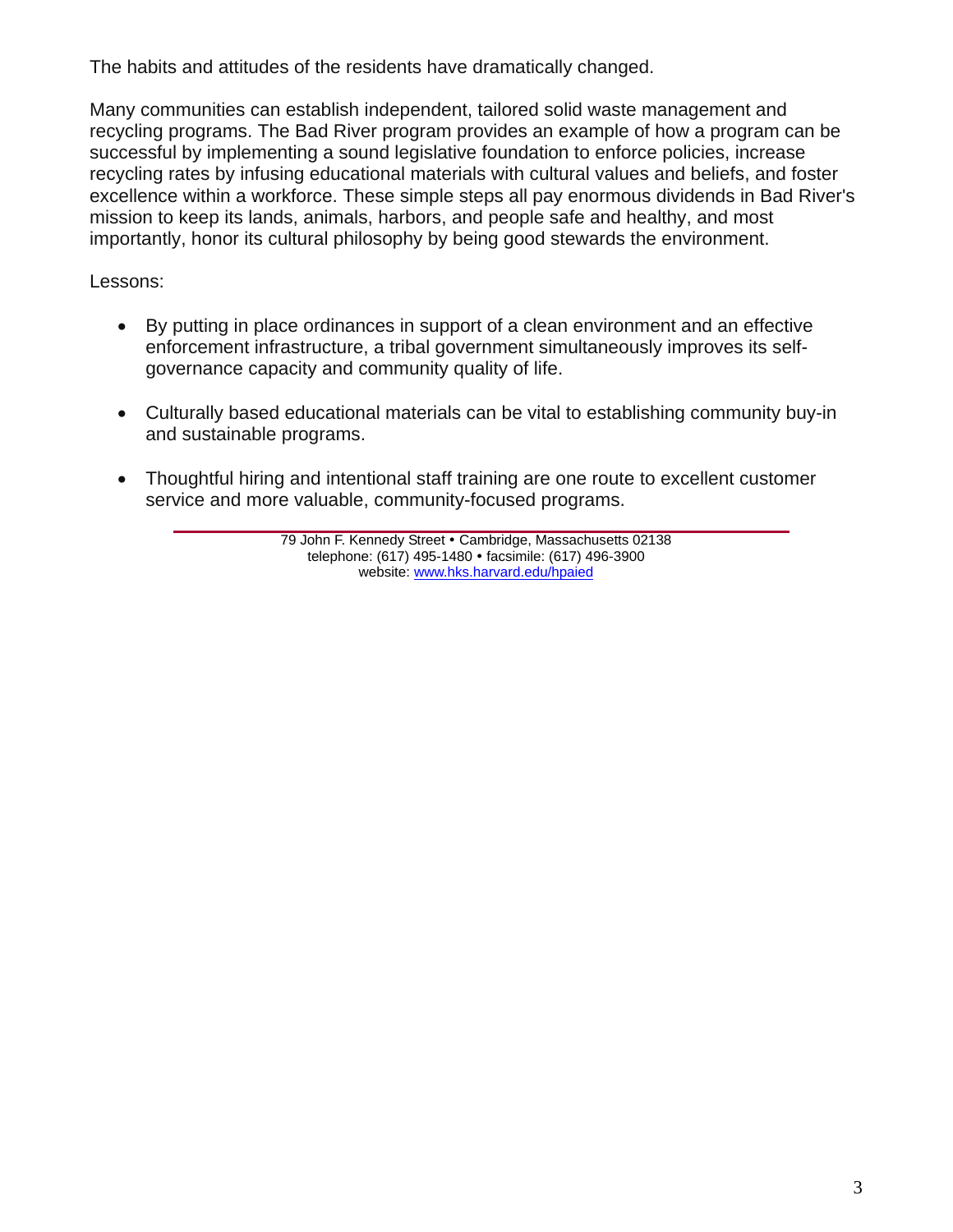The habits and attitudes of the residents have dramatically changed.

Many communities can establish independent, tailored solid waste management and recycling programs. The Bad River program provides an example of how a program can be successful by implementing a sound legislative foundation to enforce policies, increase recycling rates by infusing educational materials with cultural values and beliefs, and foster excellence within a workforce. These simple steps all pay enormous dividends in Bad River's mission to keep its lands, animals, harbors, and people safe and healthy, and most importantly, honor its cultural philosophy by being good stewards the environment.

Lessons:

- By putting in place ordinances in support of a clean environment and an effective enforcement infrastructure, a tribal government simultaneously improves its self-governance capacity and community quality of life.

- Culturally based educational materials can be vital to establishing community buy-in and sustainable programs.

- Thoughtful hiring and intentional staff training are one route to excellent customer service and more valuable, community-focused programs.

79 John F. Kennedy Street • Cambridge, Massachusetts 02138
telephone: (617) 495-1480 • facsimile: (617) 496-3900
website: www.hks.harvard.edu/hpaied